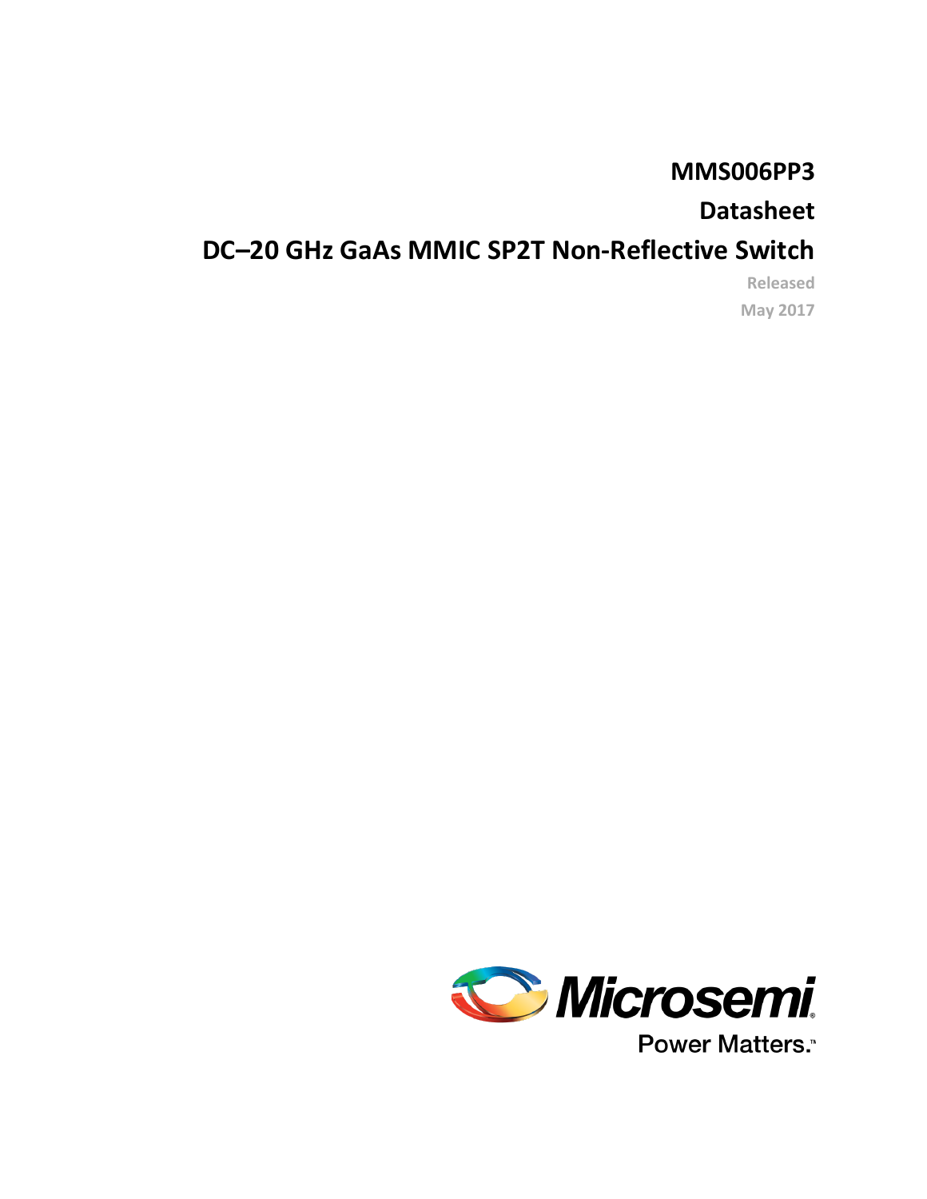# MMS006PP3

# Datasheet

# DC–20 GHz GaAs MMIC SP2T Non-Reflective Switch

Released

May 2017

Microsemi

Power Matters.™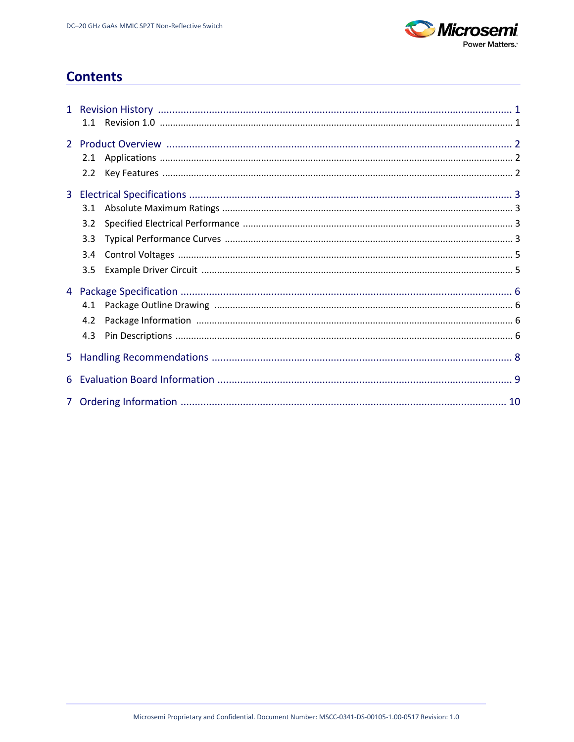# Contents

1 Revision History ........................................................................................................ 1
  1.1 Revision 1.0 ....................................................................................................... 1

2 Product Overview ...................................................................................................... 2
  2.1 Applications ......................................................................................................... 2
  2.2 Key Features ........................................................................................................ 2

3 Electrical Specifications ............................................................................................ 3
  3.1 Absolute Maximum Ratings ................................................................................. 3
  3.2 Specified Electrical Performance ......................................................................... 3
  3.3 Typical Performance Curves ................................................................................ 3
  3.4 Control Voltages .................................................................................................. 5
  3.5 Example Driver Circuit ........................................................................................ 5

4 Package Specification ................................................................................................ 6
  4.1 Package Outline Drawing .................................................................................... 6
  4.2 Package Information ........................................................................................... 6
  4.3 Pin Descriptions .................................................................................................. 6

5 Handling Recommendations ...................................................................................... 8

6 Evaluation Board Information .................................................................................... 9

7 Ordering Information ................................................................................................ 10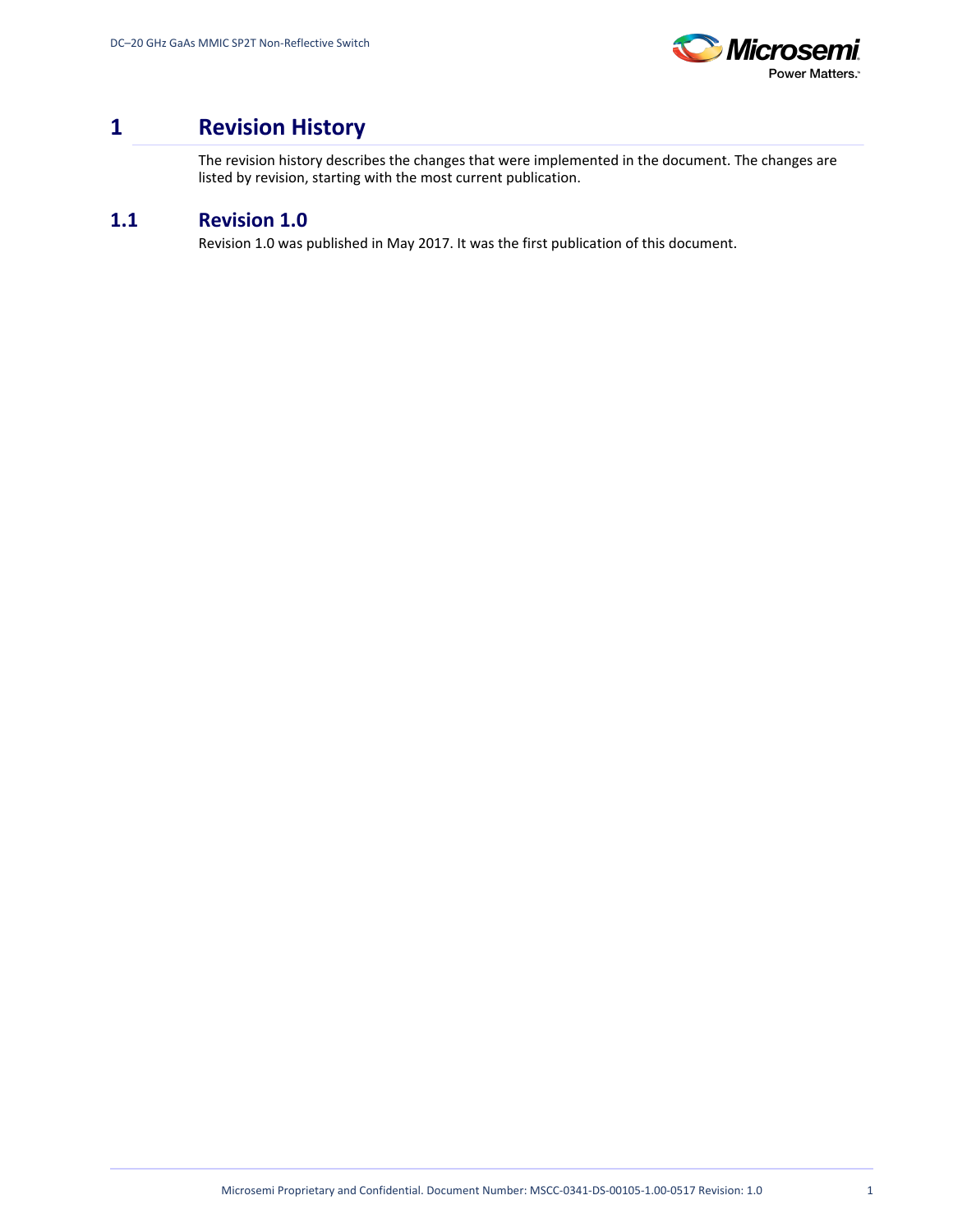# 1 Revision History

The revision history describes the changes that were implemented in the document. The changes are listed by revision, starting with the most current publication.

## 1.1 Revision 1.0

Revision 1.0 was published in May 2017. It was the first publication of this document.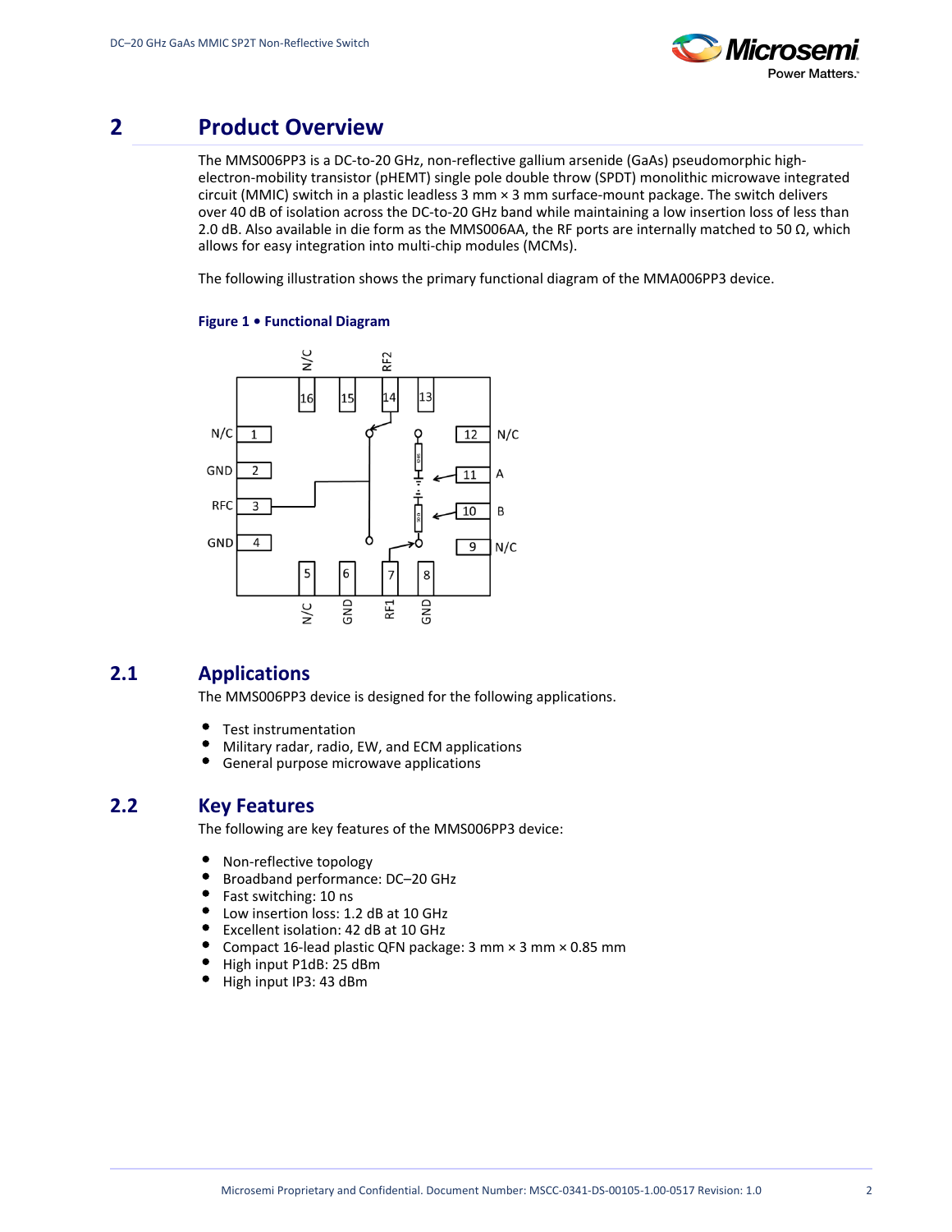# 2 Product Overview

The MMS006PP3 is a DC-to-20 GHz, non-reflective gallium arsenide (GaAs) pseudomorphic high-electron-mobility transistor (pHEMT) single pole double throw (SPDT) monolithic microwave integrated circuit (MMIC) switch in a plastic leadless 3 mm × 3 mm surface-mount package. The switch delivers over 40 dB of isolation across the DC-to-20 GHz band while maintaining a low insertion loss of less than 2.0 dB. Also available in die form as the MMS006AA, the RF ports are internally matched to 50 Ω, which allows for easy integration into multi-chip modules (MCMs).

The following illustration shows the primary functional diagram of the MMA006PP3 device.

**Figure 1 • Functional Diagram**

## 2.1 Applications

The MMS006PP3 device is designed for the following applications.

- Test instrumentation
- Military radar, radio, EW, and ECM applications
- General purpose microwave applications

## 2.2 Key Features

The following are key features of the MMS006PP3 device:

- Non-reflective topology
- Broadband performance: DC–20 GHz
- Fast switching: 10 ns
- Low insertion loss: 1.2 dB at 10 GHz
- Excellent isolation: 42 dB at 10 GHz
- Compact 16-lead plastic QFN package: 3 mm × 3 mm × 0.85 mm
- High input P1dB: 25 dBm
- High input IP3: 43 dBm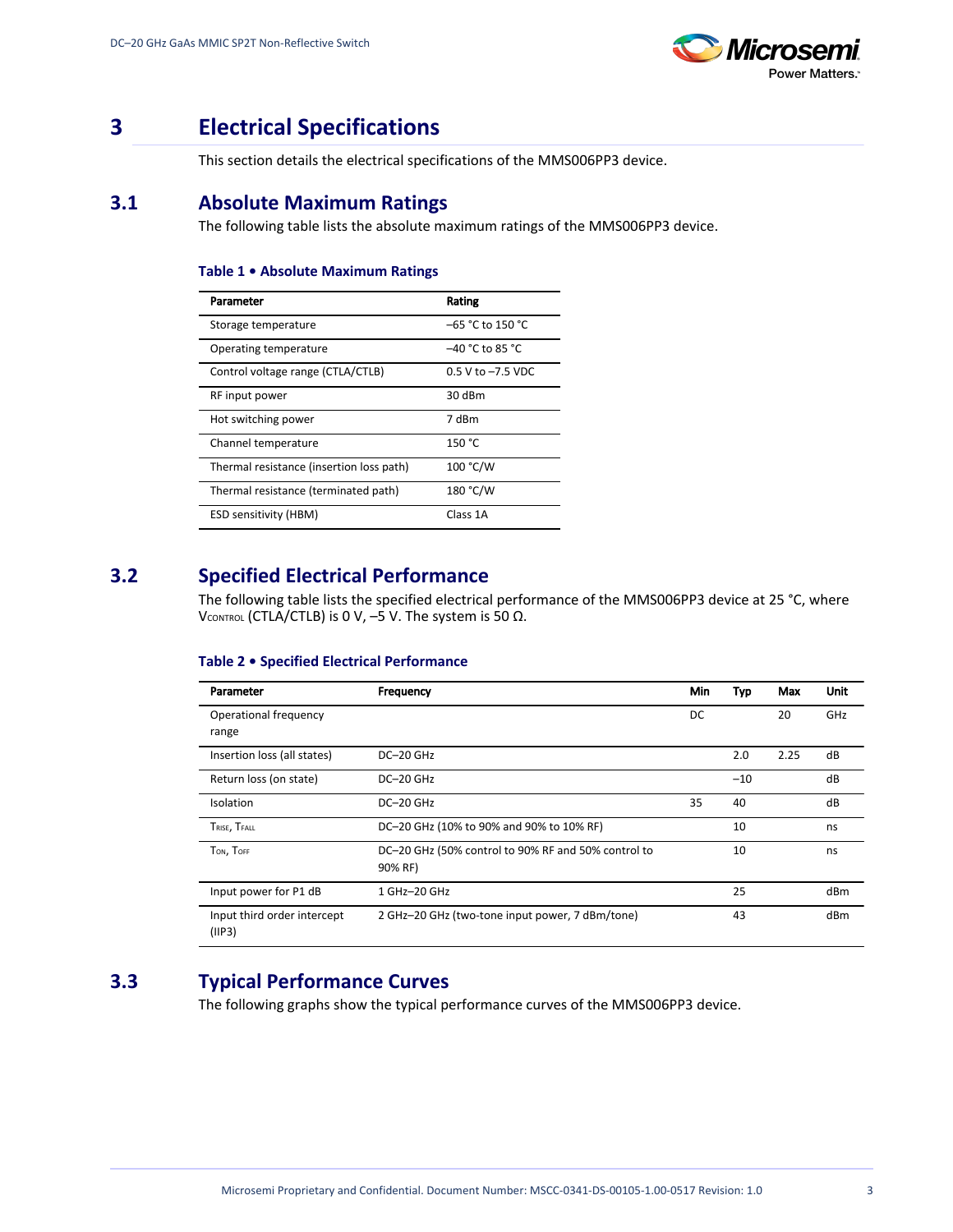# 3 Electrical Specifications

This section details the electrical specifications of the MMS006PP3 device.

## 3.1 Absolute Maximum Ratings

The following table lists the absolute maximum ratings of the MMS006PP3 device.

**Table 1 • Absolute Maximum Ratings**

| Parameter | Rating |
|---|---|
| Storage temperature | –65 °C to 150 °C |
| Operating temperature | –40 °C to 85 °C |
| Control voltage range (CTLA/CTLB) | 0.5 V to –7.5 VDC |
| RF input power | 30 dBm |
| Hot switching power | 7 dBm |
| Channel temperature | 150 °C |
| Thermal resistance (insertion loss path) | 100 °C/W |
| Thermal resistance (terminated path) | 180 °C/W |
| ESD sensitivity (HBM) | Class 1A |

## 3.2 Specified Electrical Performance

The following table lists the specified electrical performance of the MMS006PP3 device at 25 °C, where $V_{CONTROL}$ (CTLA/CTLB) is 0 V, –5 V. The system is 50 Ω.

**Table 2 • Specified Electrical Performance**

| Parameter | Frequency | Min | Typ | Max | Unit |
|---|---|---|---|---|---|
| Operational frequency range | | DC | | 20 | GHz |
| Insertion loss (all states) | DC–20 GHz | | 2.0 | 2.25 | dB |
| Return loss (on state) | DC–20 GHz | | –10 | | dB |
| Isolation | DC–20 GHz | 35 | 40 | | dB |
| $T_{RISE}$, $T_{FALL}$ | DC–20 GHz (10% to 90% and 90% to 10% RF) | | 10 | | ns |
| $T_{ON}$, $T_{OFF}$ | DC–20 GHz (50% control to 90% RF and 50% control to 90% RF) | | 10 | | ns |
| Input power for P1 dB | 1 GHz–20 GHz | | 25 | | dBm |
| Input third order intercept (IIP3) | 2 GHz–20 GHz (two-tone input power, 7 dBm/tone) | | 43 | | dBm |

## 3.3 Typical Performance Curves

The following graphs show the typical performance curves of the MMS006PP3 device.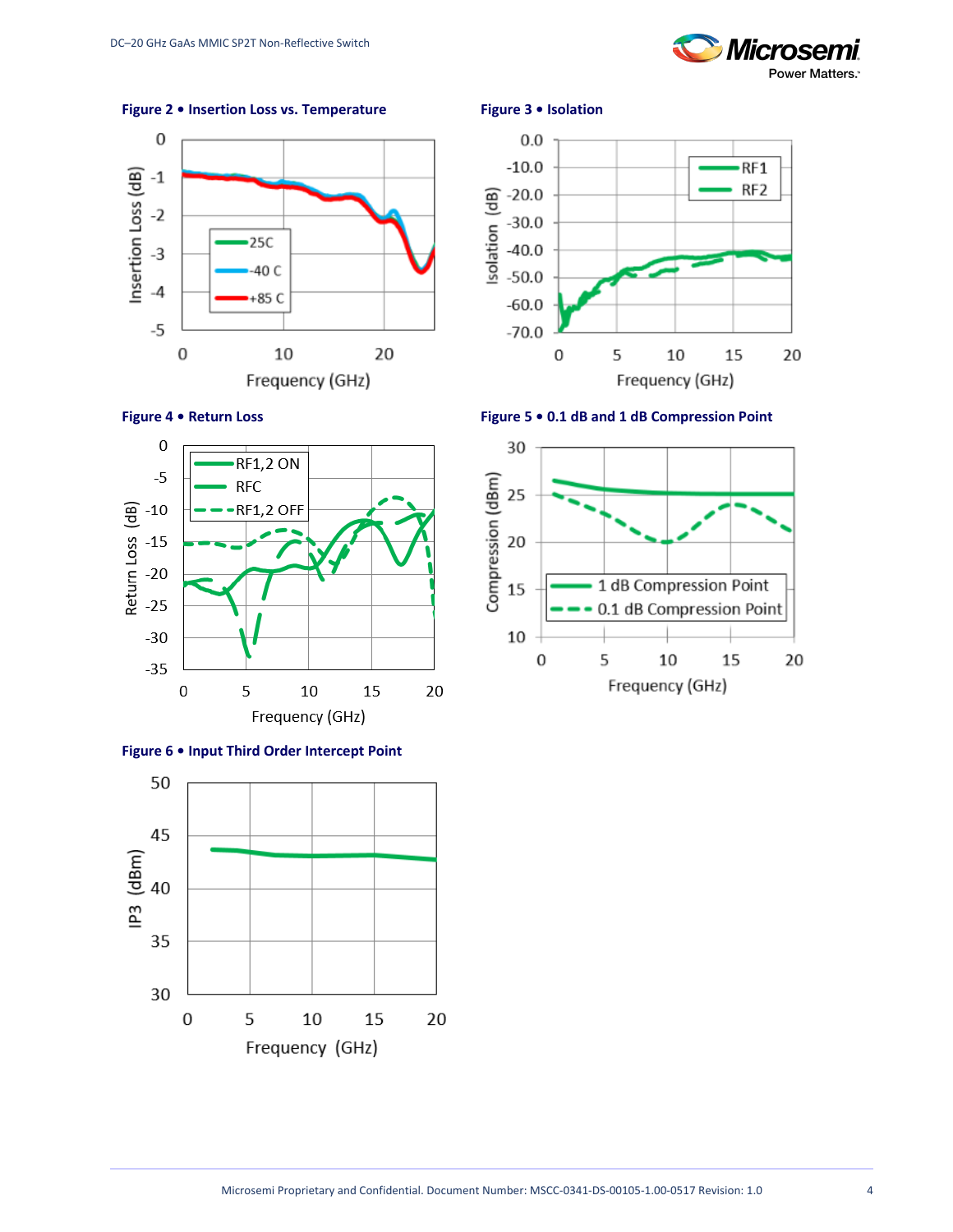**Figure 2 • Insertion Loss vs. Temperature**

**Figure 3 • Isolation**

**Figure 4 • Return Loss**

**Figure 5 • 0.1 dB and 1 dB Compression Point**

**Figure 6 • Input Third Order Intercept Point**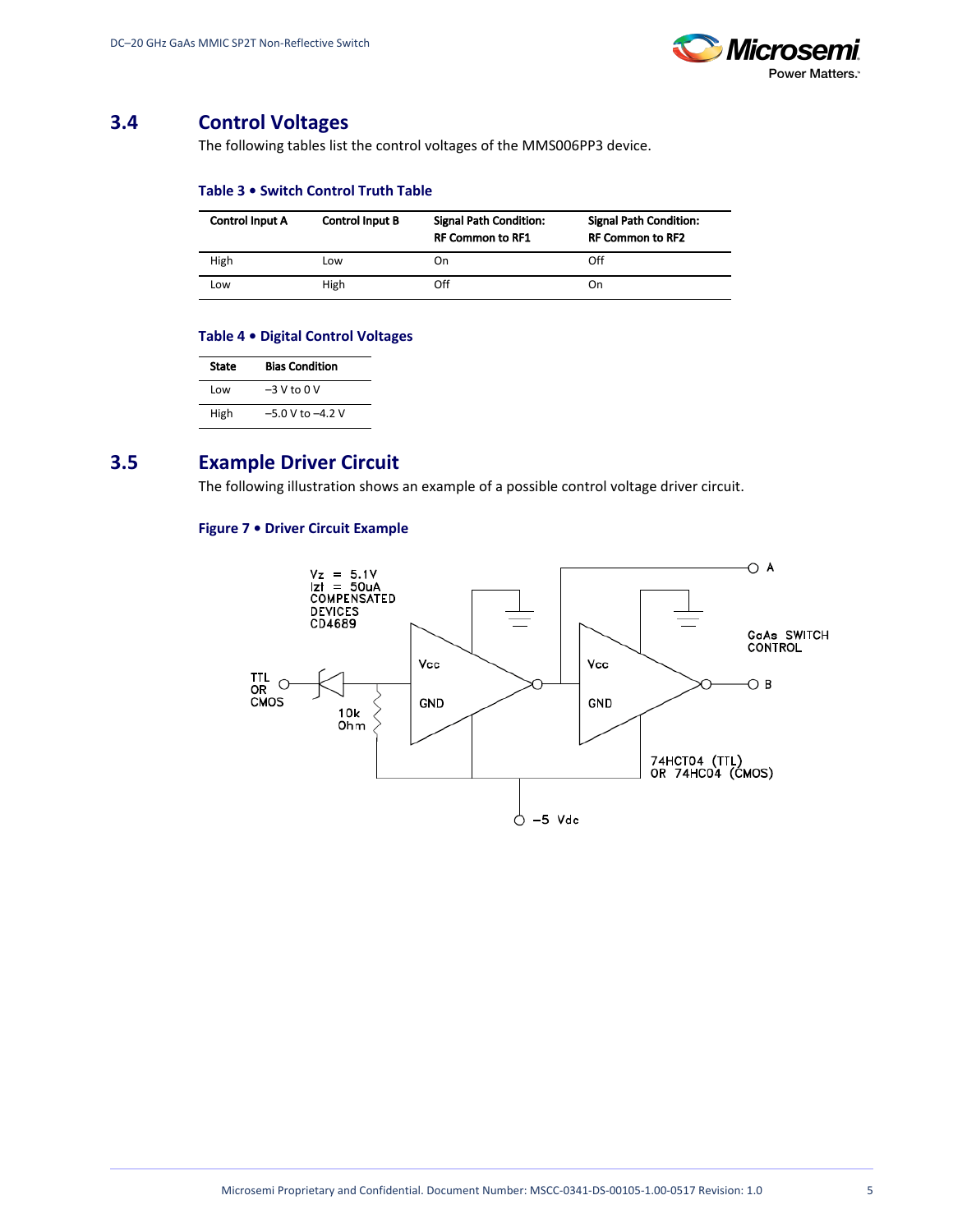## 3.4 Control Voltages

The following tables list the control voltages of the MMS006PP3 device.

**Table 3 • Switch Control Truth Table**

| Control Input A | Control Input B | Signal Path Condition: RF Common to RF1 | Signal Path Condition: RF Common to RF2 |
|---|---|---|---|
| High | Low | On | Off |
| Low | High | Off | On |

**Table 4 • Digital Control Voltages**

| State | Bias Condition |
|---|---|
| Low | –3 V to 0 V |
| High | –5.0 V to –4.2 V |

## 3.5 Example Driver Circuit

The following illustration shows an example of a possible control voltage driver circuit.

**Figure 7 • Driver Circuit Example**

Vz = 5.1V
Izt = 50uA
COMPENSATED
DEVICES
CD4689

TTL OR CMOS

10k Ohm

Vcc

GND

Vcc

GND

A

B

GaAs SWITCH CONTROL

74HCT04 (TTL) OR 74HC04 (CMOS)

–5 Vdc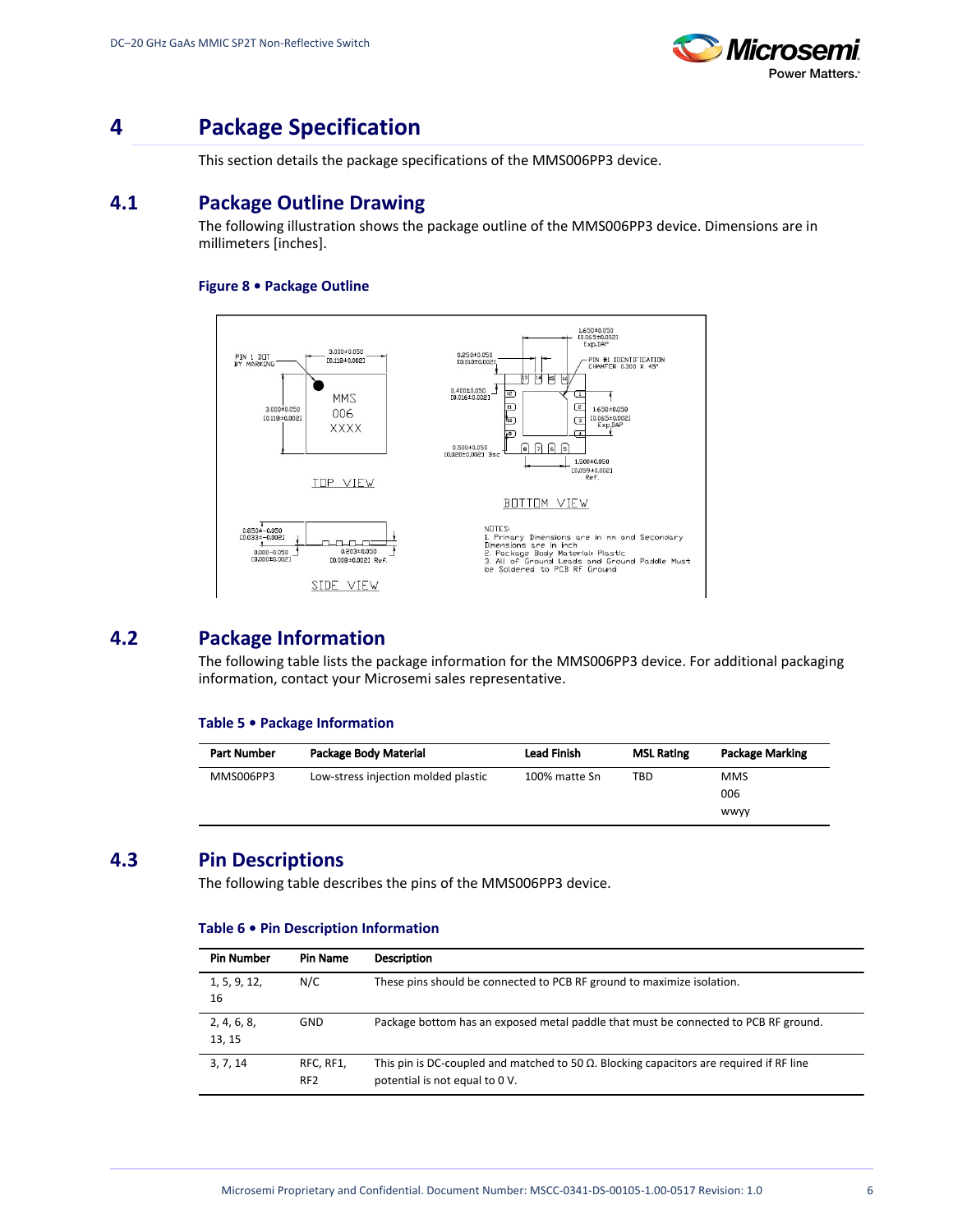# 4 Package Specification

This section details the package specifications of the MMS006PP3 device.

## 4.1 Package Outline Drawing

The following illustration shows the package outline of the MMS006PP3 device. Dimensions are in millimeters [inches].

**Figure 8 • Package Outline**

## 4.2 Package Information

The following table lists the package information for the MMS006PP3 device. For additional packaging information, contact your Microsemi sales representative.

**Table 5 • Package Information**

| Part Number | Package Body Material | Lead Finish | MSL Rating | Package Marking |
|---|---|---|---|---|
| MMS006PP3 | Low-stress injection molded plastic | 100% matte Sn | TBD | MMS<br>006<br>wwyy |

## 4.3 Pin Descriptions

The following table describes the pins of the MMS006PP3 device.

**Table 6 • Pin Description Information**

| Pin Number | Pin Name | Description |
|---|---|---|
| 1, 5, 9, 12, 16 | N/C | These pins should be connected to PCB RF ground to maximize isolation. |
| 2, 4, 6, 8, 13, 15 | GND | Package bottom has an exposed metal paddle that must be connected to PCB RF ground. |
| 3, 7, 14 | RFC, RF1, RF2 | This pin is DC-coupled and matched to 50 Ω. Blocking capacitors are required if RF line potential is not equal to 0 V. |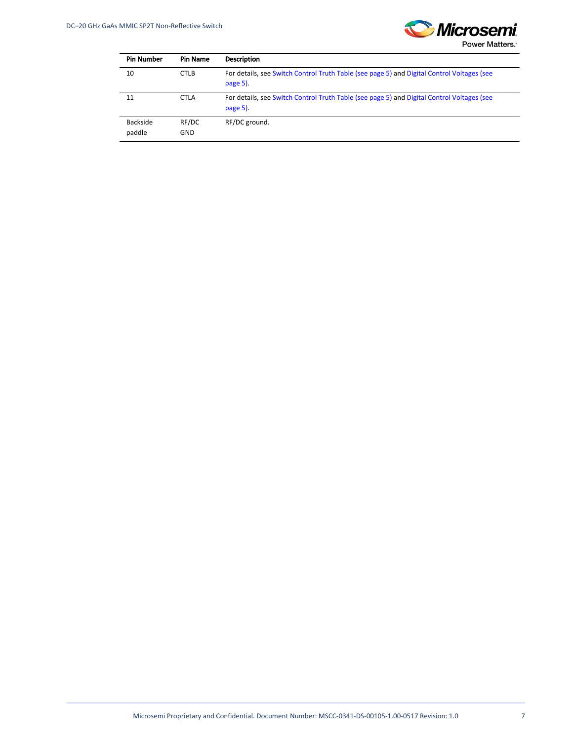| Pin Number | Pin Name | Description |
| --- | --- | --- |
| 10 | CTLB | For details, see Switch Control Truth Table (see page 5) and Digital Control Voltages (see page 5). |
| 11 | CTLA | For details, see Switch Control Truth Table (see page 5) and Digital Control Voltages (see page 5). |
| Backside paddle | RF/DC GND | RF/DC ground. |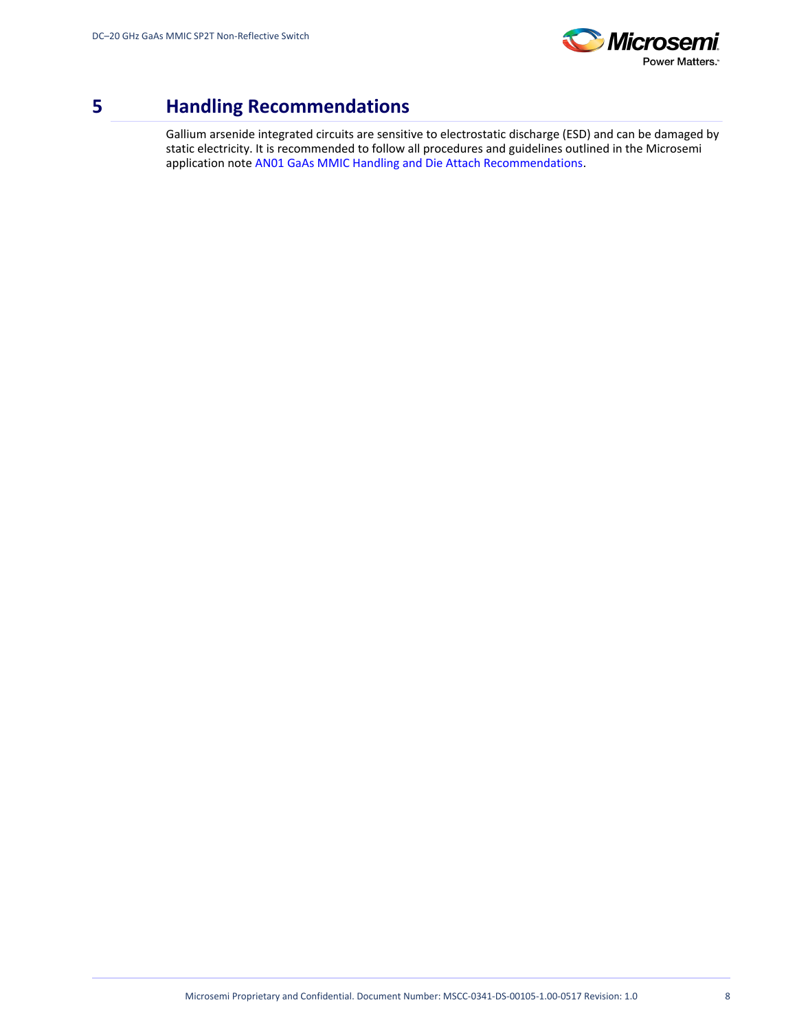# 5 Handling Recommendations

Gallium arsenide integrated circuits are sensitive to electrostatic discharge (ESD) and can be damaged by static electricity. It is recommended to follow all procedures and guidelines outlined in the Microsemi application note AN01 GaAs MMIC Handling and Die Attach Recommendations.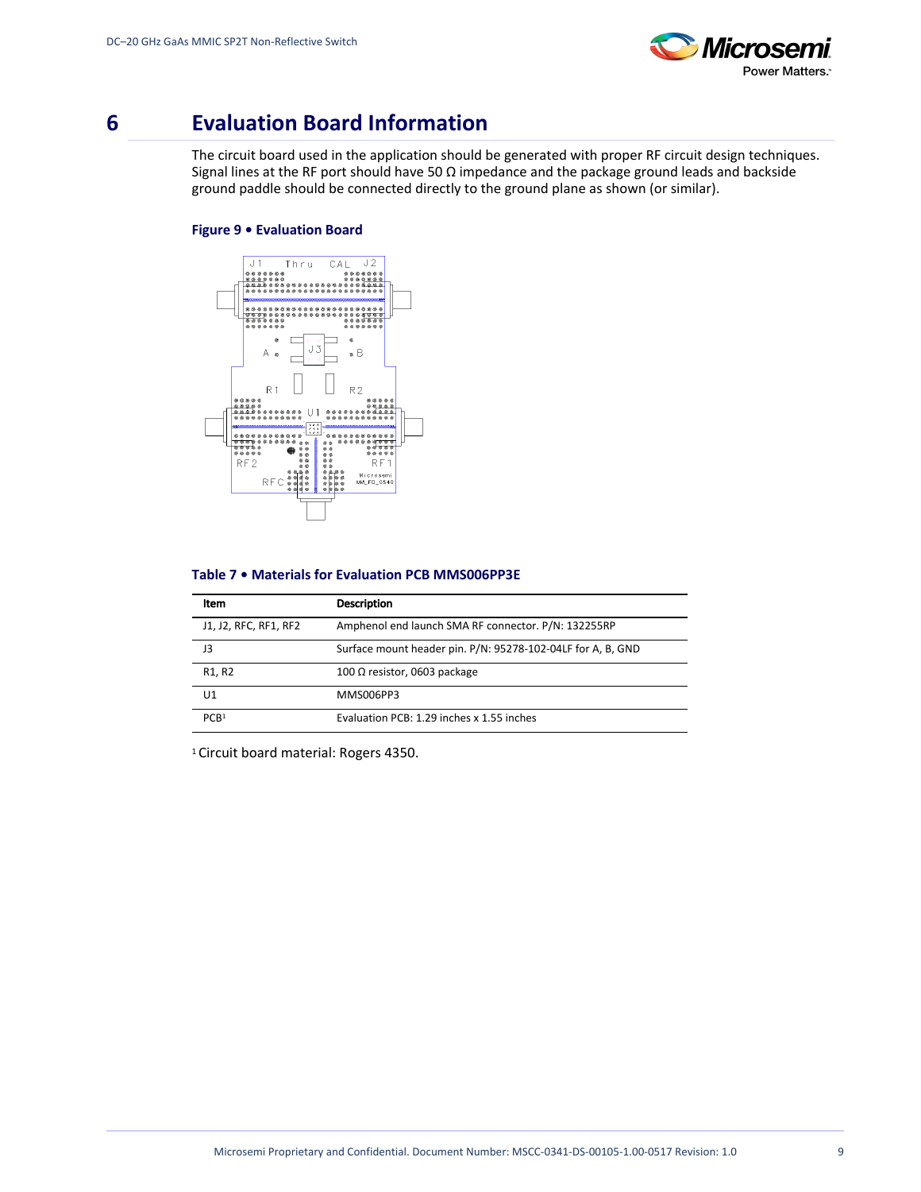# 6 Evaluation Board Information

The circuit board used in the application should be generated with proper RF circuit design techniques. Signal lines at the RF port should have 50 Ω impedance and the package ground leads and backside ground paddle should be connected directly to the ground plane as shown (or similar).

**Figure 9 • Evaluation Board**

**Table 7 • Materials for Evaluation PCB MMS006PP3E**

| Item | Description |
| --- | --- |
| J1, J2, RFC, RF1, RF2 | Amphenol end launch SMA RF connector. P/N: 132255RP |
| J3 | Surface mount header pin. P/N: 95278-102-04LF for A, B, GND |
| R1, R2 | 100 Ω resistor, 0603 package |
| U1 | MMS006PP3 |
| PCB[1] | Evaluation PCB: 1.29 inches x 1.55 inches |

[1] Circuit board material: Rogers 4350.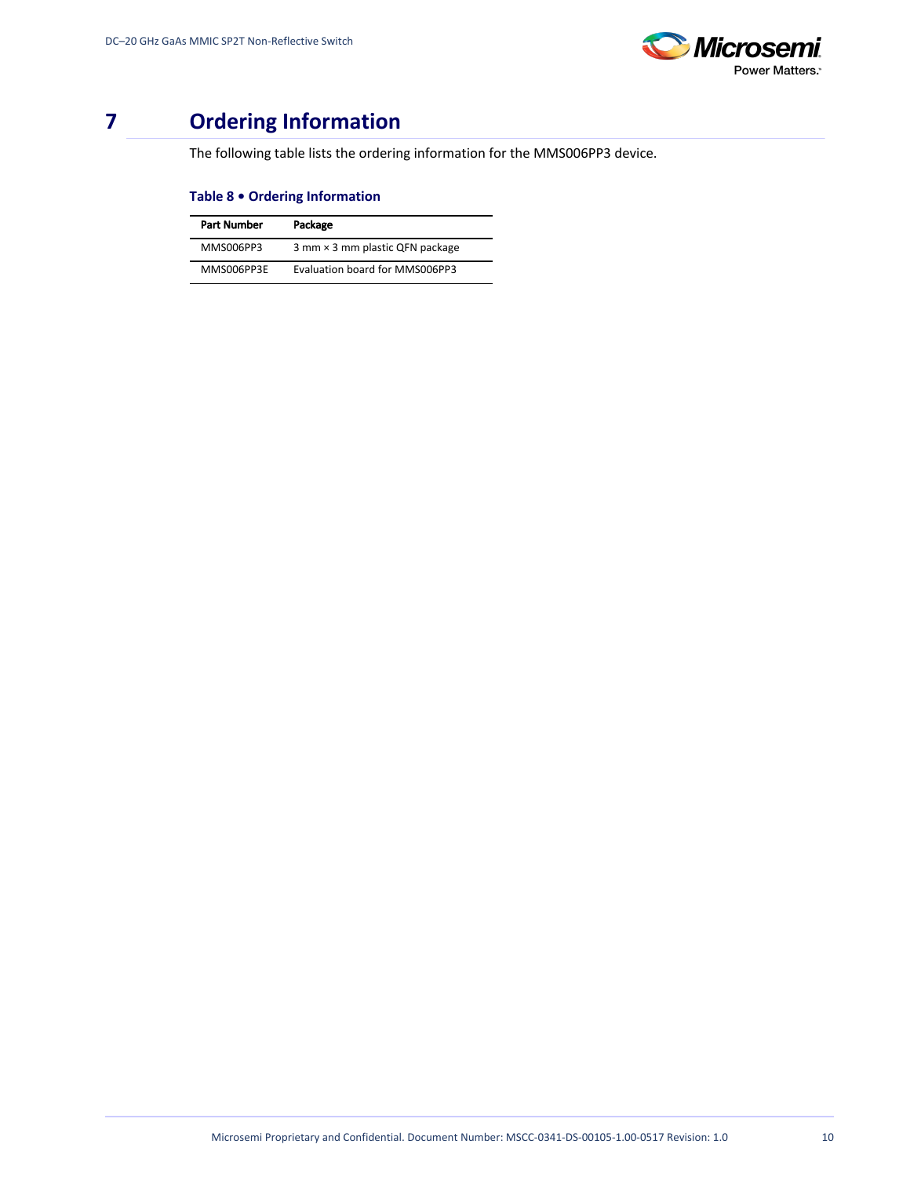# 7 Ordering Information

The following table lists the ordering information for the MMS006PP3 device.

**Table 8 • Ordering Information**

| Part Number | Package |
|---|---|
| MMS006PP3 | 3 mm × 3 mm plastic QFN package |
| MMS006PP3E | Evaluation board for MMS006PP3 |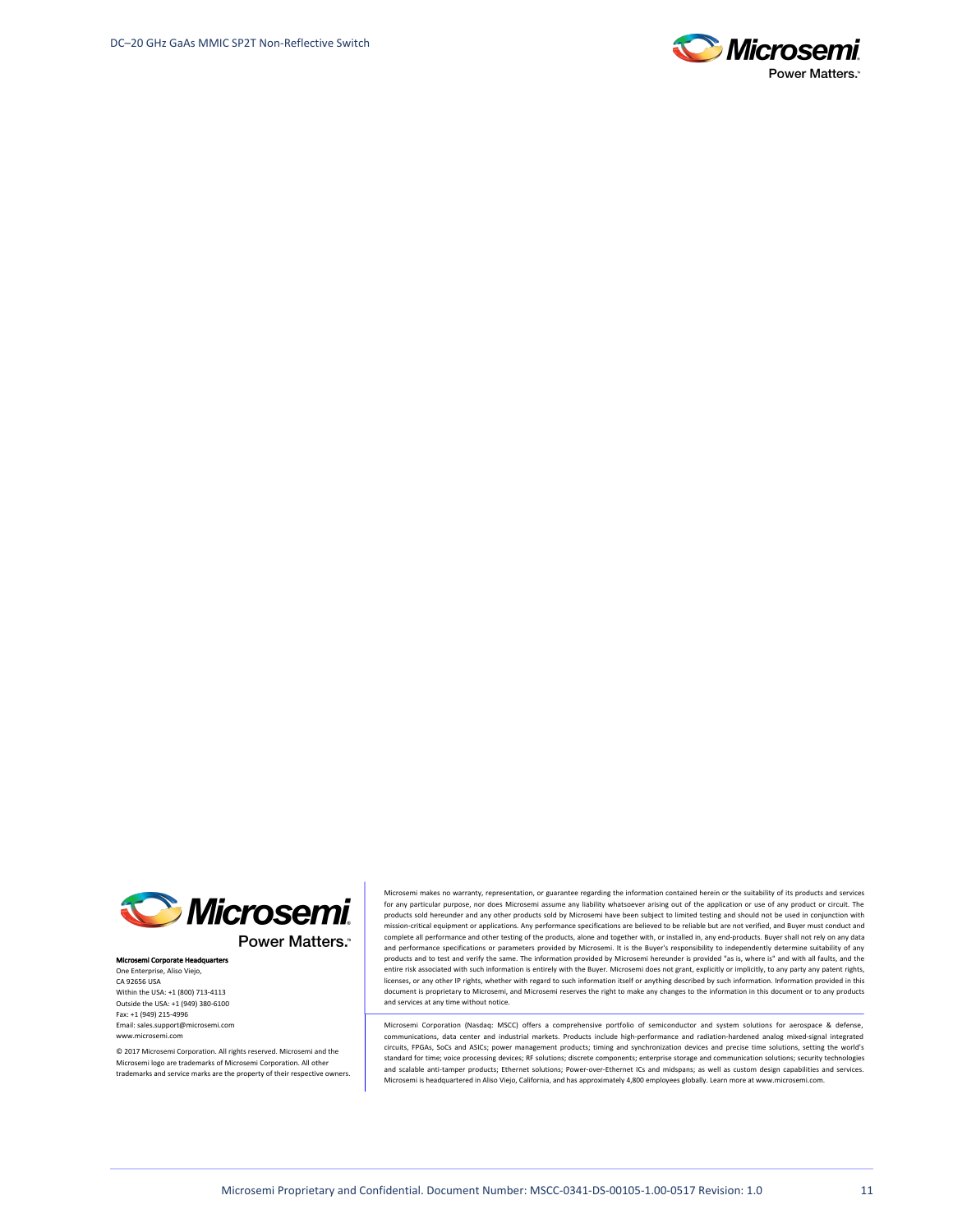**Microsemi Corporate Headquarters**
One Enterprise, Aliso Viejo,
CA 92656 USA
Within the USA: +1 (800) 713-4113
Outside the USA: +1 (949) 380-6100
Fax: +1 (949) 215-4996
Email: sales.support@microsemi.com
www.microsemi.com

© 2017 Microsemi Corporation. All rights reserved. Microsemi and the Microsemi logo are trademarks of Microsemi Corporation. All other trademarks and service marks are the property of their respective owners.

Microsemi makes no warranty, representation, or guarantee regarding the information contained herein or the suitability of its products and services for any particular purpose, nor does Microsemi assume any liability whatsoever arising out of the application or use of any product or circuit. The products sold hereunder and any other products sold by Microsemi have been subject to limited testing and should not be used in conjunction with mission-critical equipment or applications. Any performance specifications are believed to be reliable but are not verified, and Buyer must conduct and complete all performance and other testing of the products, alone and together with, or installed in, any end-products. Buyer shall not rely on any data and performance specifications or parameters provided by Microsemi. It is the Buyer's responsibility to independently determine suitability of any products and to test and verify the same. The information provided by Microsemi hereunder is provided "as is, where is" and with all faults, and the entire risk associated with such information is entirely with the Buyer. Microsemi does not grant, explicitly or implicitly, to any party any patent rights, licenses, or any other IP rights, whether with regard to such information itself or anything described by such information. Information provided in this document is proprietary to Microsemi, and Microsemi reserves the right to make any changes to the information in this document or to any products and services at any time without notice.

Microsemi Corporation (Nasdaq: MSCC) offers a comprehensive portfolio of semiconductor and system solutions for aerospace & defense, communications, data center and industrial markets. Products include high-performance and radiation-hardened analog mixed-signal integrated circuits, FPGAs, SoCs and ASICs; power management products; timing and synchronization devices and precise time solutions, setting the world's standard for time; voice processing devices; RF solutions; discrete components; enterprise storage and communication solutions; security technologies and scalable anti-tamper products; Ethernet solutions; Power-over-Ethernet ICs and midspans; as well as custom design capabilities and services. Microsemi is headquartered in Aliso Viejo, California, and has approximately 4,800 employees globally. Learn more at www.microsemi.com.